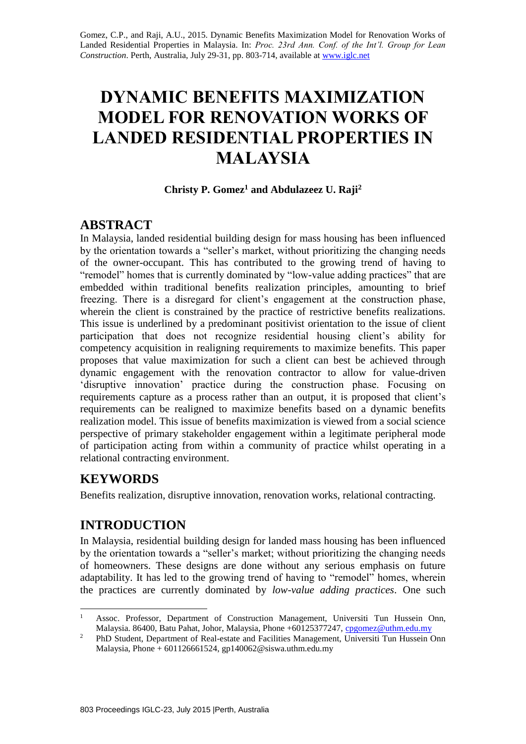Gomez, C.P., and Raji, A.U., 2015. Dynamic Benefits Maximization Model for Renovation Works of Landed Residential Properties in Malaysia. In: *Proc. 23rd Ann. Conf. of the Int'l. Group for Lean Construction*. Perth, Australia, July 29-31, pp. 803-714, available at www.iglc.net

# DYNAMIC BENEFITS MAXIMIZATION MODEL FOR RENOVATION WORKS OF LANDED RESIDENTIAL PROPERTIES IN MALAYSIA

**Christy P. Gomez[1] and Abdulazeez U. Raji[2]**

## ABSTRACT

In Malaysia, landed residential building design for mass housing has been influenced by the orientation towards a "seller's market, without prioritizing the changing needs of the owner-occupant. This has contributed to the growing trend of having to "remodel" homes that is currently dominated by "low-value adding practices" that are embedded within traditional benefits realization principles, amounting to brief freezing. There is a disregard for client's engagement at the construction phase, wherein the client is constrained by the practice of restrictive benefits realizations. This issue is underlined by a predominant positivist orientation to the issue of client participation that does not recognize residential housing client's ability for competency acquisition in realigning requirements to maximize benefits. This paper proposes that value maximization for such a client can best be achieved through dynamic engagement with the renovation contractor to allow for value-driven 'disruptive innovation' practice during the construction phase. Focusing on requirements capture as a process rather than an output, it is proposed that client's requirements can be realigned to maximize benefits based on a dynamic benefits realization model. This issue of benefits maximization is viewed from a social science perspective of primary stakeholder engagement within a legitimate peripheral mode of participation acting from within a community of practice whilst operating in a relational contracting environment.

## KEYWORDS

Benefits realization, disruptive innovation, renovation works, relational contracting.

## INTRODUCTION

In Malaysia, residential building design for landed mass housing has been influenced by the orientation towards a "seller's market; without prioritizing the changing needs of homeowners. These designs are done without any serious emphasis on future adaptability. It has led to the growing trend of having to "remodel" homes, wherein the practices are currently dominated by *low-value adding practices*. One such

---

[1] Assoc. Professor, Department of Construction Management, Universiti Tun Hussein Onn, Malaysia. 86400, Batu Pahat, Johor, Malaysia, Phone +60125377247, cpgomez@uthm.edu.my

[2] PhD Student, Department of Real-estate and Facilities Management, Universiti Tun Hussein Onn Malaysia, Phone + 601126661524, gp140062@siswa.uthm.edu.my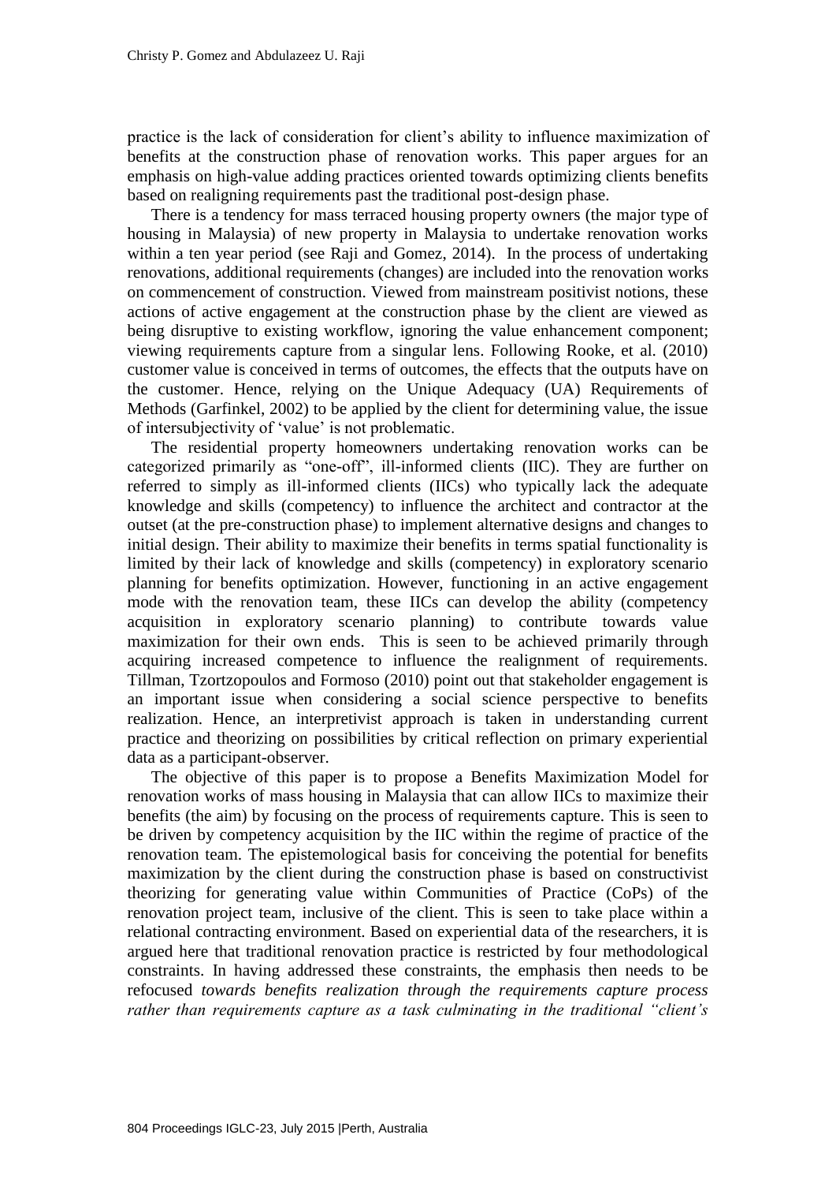practice is the lack of consideration for client's ability to influence maximization of benefits at the construction phase of renovation works. This paper argues for an emphasis on high-value adding practices oriented towards optimizing clients benefits based on realigning requirements past the traditional post-design phase.

There is a tendency for mass terraced housing property owners (the major type of housing in Malaysia) of new property in Malaysia to undertake renovation works within a ten year period (see Raji and Gomez, 2014). In the process of undertaking renovations, additional requirements (changes) are included into the renovation works on commencement of construction. Viewed from mainstream positivist notions, these actions of active engagement at the construction phase by the client are viewed as being disruptive to existing workflow, ignoring the value enhancement component; viewing requirements capture from a singular lens. Following Rooke, et al. (2010) customer value is conceived in terms of outcomes, the effects that the outputs have on the customer. Hence, relying on the Unique Adequacy (UA) Requirements of Methods (Garfinkel, 2002) to be applied by the client for determining value, the issue of intersubjectivity of 'value' is not problematic.

The residential property homeowners undertaking renovation works can be categorized primarily as "one-off", ill-informed clients (IIC). They are further on referred to simply as ill-informed clients (IICs) who typically lack the adequate knowledge and skills (competency) to influence the architect and contractor at the outset (at the pre-construction phase) to implement alternative designs and changes to initial design. Their ability to maximize their benefits in terms spatial functionality is limited by their lack of knowledge and skills (competency) in exploratory scenario planning for benefits optimization. However, functioning in an active engagement mode with the renovation team, these IICs can develop the ability (competency acquisition in exploratory scenario planning) to contribute towards value maximization for their own ends. This is seen to be achieved primarily through acquiring increased competence to influence the realignment of requirements. Tillman, Tzortzopoulos and Formoso (2010) point out that stakeholder engagement is an important issue when considering a social science perspective to benefits realization. Hence, an interpretivist approach is taken in understanding current practice and theorizing on possibilities by critical reflection on primary experiential data as a participant-observer.

The objective of this paper is to propose a Benefits Maximization Model for renovation works of mass housing in Malaysia that can allow IICs to maximize their benefits (the aim) by focusing on the process of requirements capture. This is seen to be driven by competency acquisition by the IIC within the regime of practice of the renovation team. The epistemological basis for conceiving the potential for benefits maximization by the client during the construction phase is based on constructivist theorizing for generating value within Communities of Practice (CoPs) of the renovation project team, inclusive of the client. This is seen to take place within a relational contracting environment. Based on experiential data of the researchers, it is argued here that traditional renovation practice is restricted by four methodological constraints. In having addressed these constraints, the emphasis then needs to be refocused *towards benefits realization through the requirements capture process rather than requirements capture as a task culminating in the traditional "client's*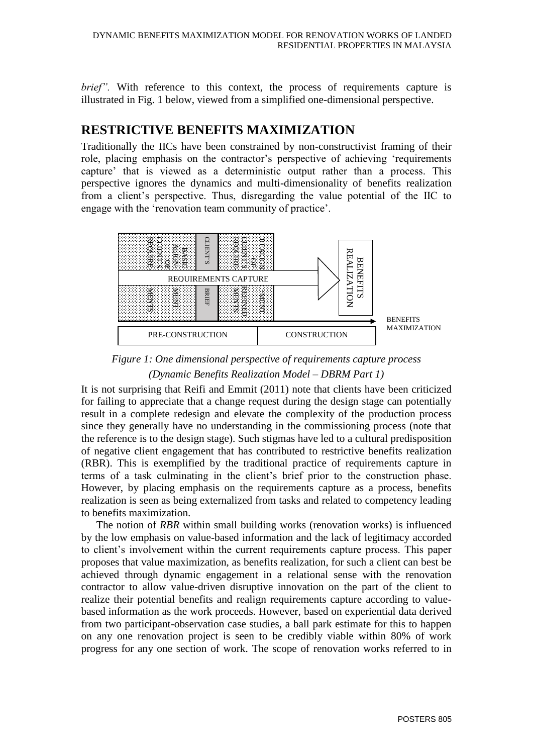*brief".* With reference to this context, the process of requirements capture is illustrated in Fig. 1 below, viewed from a simplified one-dimensional perspective.

## RESTRICTIVE BENEFITS MAXIMIZATION

Traditionally the IICs have been constrained by non-constructivist framing of their role, placing emphasis on the contractor's perspective of achieving 'requirements capture' that is viewed as a deterministic output rather than a process. This perspective ignores the dynamics and multi-dimensionality of benefits realization from a client's perspective. Thus, disregarding the value potential of the IIC to engage with the 'renovation team community of practice'.

*Figure 1: One dimensional perspective of requirements capture process (Dynamic Benefits Realization Model – DBRM Part 1)*

It is not surprising that Reifi and Emmit (2011) note that clients have been criticized for failing to appreciate that a change request during the design stage can potentially result in a complete redesign and elevate the complexity of the production process since they generally have no understanding in the commissioning process (note that the reference is to the design stage). Such stigmas have led to a cultural predisposition of negative client engagement that has contributed to restrictive benefits realization (RBR). This is exemplified by the traditional practice of requirements capture in terms of a task culminating in the client's brief prior to the construction phase. However, by placing emphasis on the requirements capture as a process, benefits realization is seen as being externalized from tasks and related to competency leading to benefits maximization.

The notion of *RBR* within small building works (renovation works) is influenced by the low emphasis on value-based information and the lack of legitimacy accorded to client's involvement within the current requirements capture process. This paper proposes that value maximization, as benefits realization, for such a client can best be achieved through dynamic engagement in a relational sense with the renovation contractor to allow value-driven disruptive innovation on the part of the client to realize their potential benefits and realign requirements capture according to value-based information as the work proceeds. However, based on experiential data derived from two participant-observation case studies, a ball park estimate for this to happen on any one renovation project is seen to be credibly viable within 80% of work progress for any one section of work. The scope of renovation works referred to in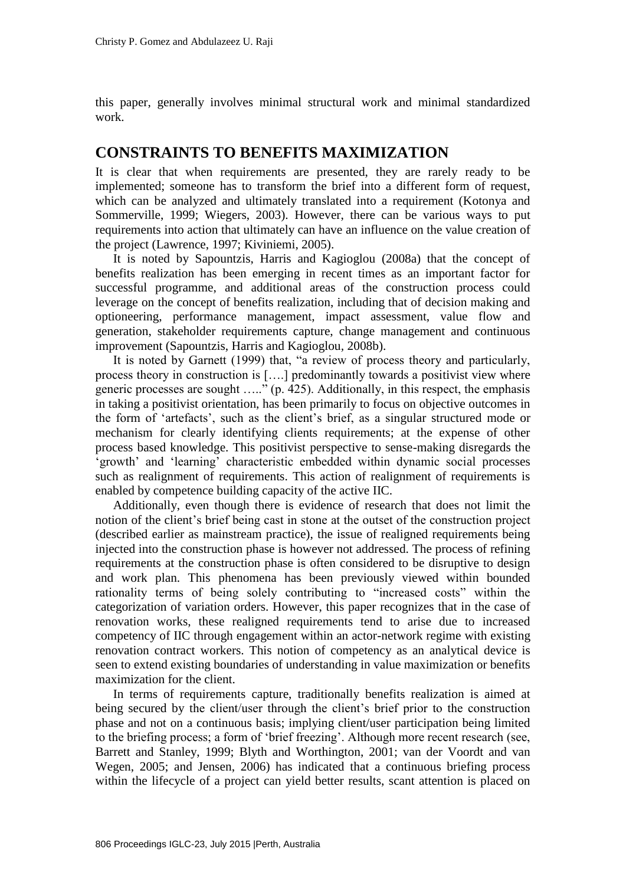this paper, generally involves minimal structural work and minimal standardized work.

## CONSTRAINTS TO BENEFITS MAXIMIZATION

It is clear that when requirements are presented, they are rarely ready to be implemented; someone has to transform the brief into a different form of request, which can be analyzed and ultimately translated into a requirement (Kotonya and Sommerville, 1999; Wiegers, 2003). However, there can be various ways to put requirements into action that ultimately can have an influence on the value creation of the project (Lawrence, 1997; Kiviniemi, 2005).

It is noted by Sapountzis, Harris and Kagioglou (2008a) that the concept of benefits realization has been emerging in recent times as an important factor for successful programme, and additional areas of the construction process could leverage on the concept of benefits realization, including that of decision making and optioneering, performance management, impact assessment, value flow and generation, stakeholder requirements capture, change management and continuous improvement (Sapountzis, Harris and Kagioglou, 2008b).

It is noted by Garnett (1999) that, "a review of process theory and particularly, process theory in construction is [….] predominantly towards a positivist view where generic processes are sought ….." (p. 425). Additionally, in this respect, the emphasis in taking a positivist orientation, has been primarily to focus on objective outcomes in the form of 'artefacts', such as the client's brief, as a singular structured mode or mechanism for clearly identifying clients requirements; at the expense of other process based knowledge. This positivist perspective to sense-making disregards the 'growth' and 'learning' characteristic embedded within dynamic social processes such as realignment of requirements. This action of realignment of requirements is enabled by competence building capacity of the active IIC.

Additionally, even though there is evidence of research that does not limit the notion of the client's brief being cast in stone at the outset of the construction project (described earlier as mainstream practice), the issue of realigned requirements being injected into the construction phase is however not addressed. The process of refining requirements at the construction phase is often considered to be disruptive to design and work plan. This phenomena has been previously viewed within bounded rationality terms of being solely contributing to "increased costs" within the categorization of variation orders. However, this paper recognizes that in the case of renovation works, these realigned requirements tend to arise due to increased competency of IIC through engagement within an actor-network regime with existing renovation contract workers. This notion of competency as an analytical device is seen to extend existing boundaries of understanding in value maximization or benefits maximization for the client.

In terms of requirements capture, traditionally benefits realization is aimed at being secured by the client/user through the client's brief prior to the construction phase and not on a continuous basis; implying client/user participation being limited to the briefing process; a form of 'brief freezing'. Although more recent research (see, Barrett and Stanley, 1999; Blyth and Worthington, 2001; van der Voordt and van Wegen, 2005; and Jensen, 2006) has indicated that a continuous briefing process within the lifecycle of a project can yield better results, scant attention is placed on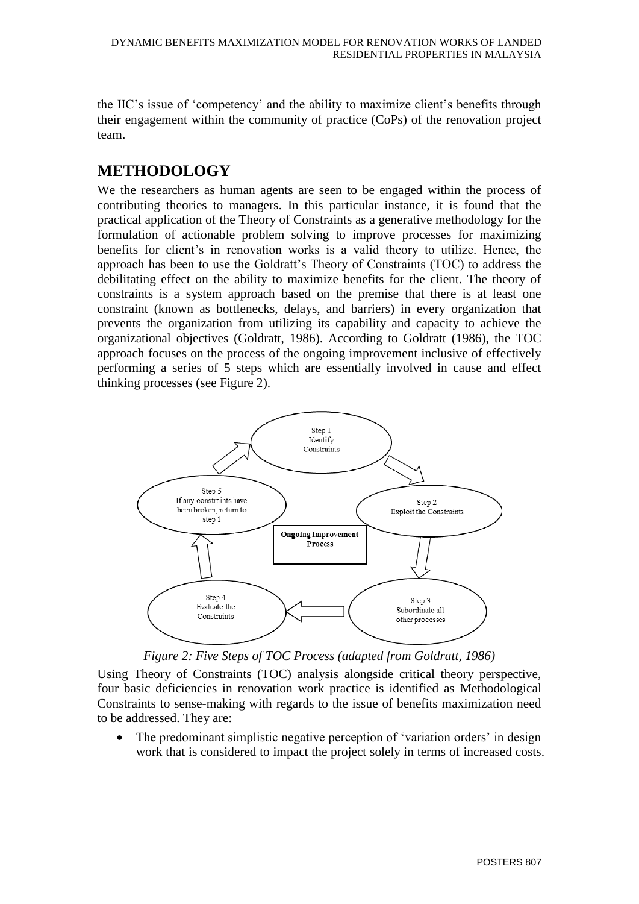the IIC's issue of 'competency' and the ability to maximize client's benefits through their engagement within the community of practice (CoPs) of the renovation project team.

## METHODOLOGY

We the researchers as human agents are seen to be engaged within the process of contributing theories to managers. In this particular instance, it is found that the practical application of the Theory of Constraints as a generative methodology for the formulation of actionable problem solving to improve processes for maximizing benefits for client's in renovation works is a valid theory to utilize. Hence, the approach has been to use the Goldratt's Theory of Constraints (TOC) to address the debilitating effect on the ability to maximize benefits for the client. The theory of constraints is a system approach based on the premise that there is at least one constraint (known as bottlenecks, delays, and barriers) in every organization that prevents the organization from utilizing its capability and capacity to achieve the organizational objectives (Goldratt, 1986). According to Goldratt (1986), the TOC approach focuses on the process of the ongoing improvement inclusive of effectively performing a series of 5 steps which are essentially involved in cause and effect thinking processes (see Figure 2).

Step 1 Identify Constraints

Step 2 Exploit the Constraints

Step 3 Subordinate all other processes

Step 4 Evaluate the Constraints

Step 5 If any constraints have been broken, return to step 1

**Ongoing Improvement Process**

*Figure 2: Five Steps of TOC Process (adapted from Goldratt, 1986)*

Using Theory of Constraints (TOC) analysis alongside critical theory perspective, four basic deficiencies in renovation work practice is identified as Methodological Constraints to sense-making with regards to the issue of benefits maximization need to be addressed. They are:

- The predominant simplistic negative perception of 'variation orders' in design work that is considered to impact the project solely in terms of increased costs.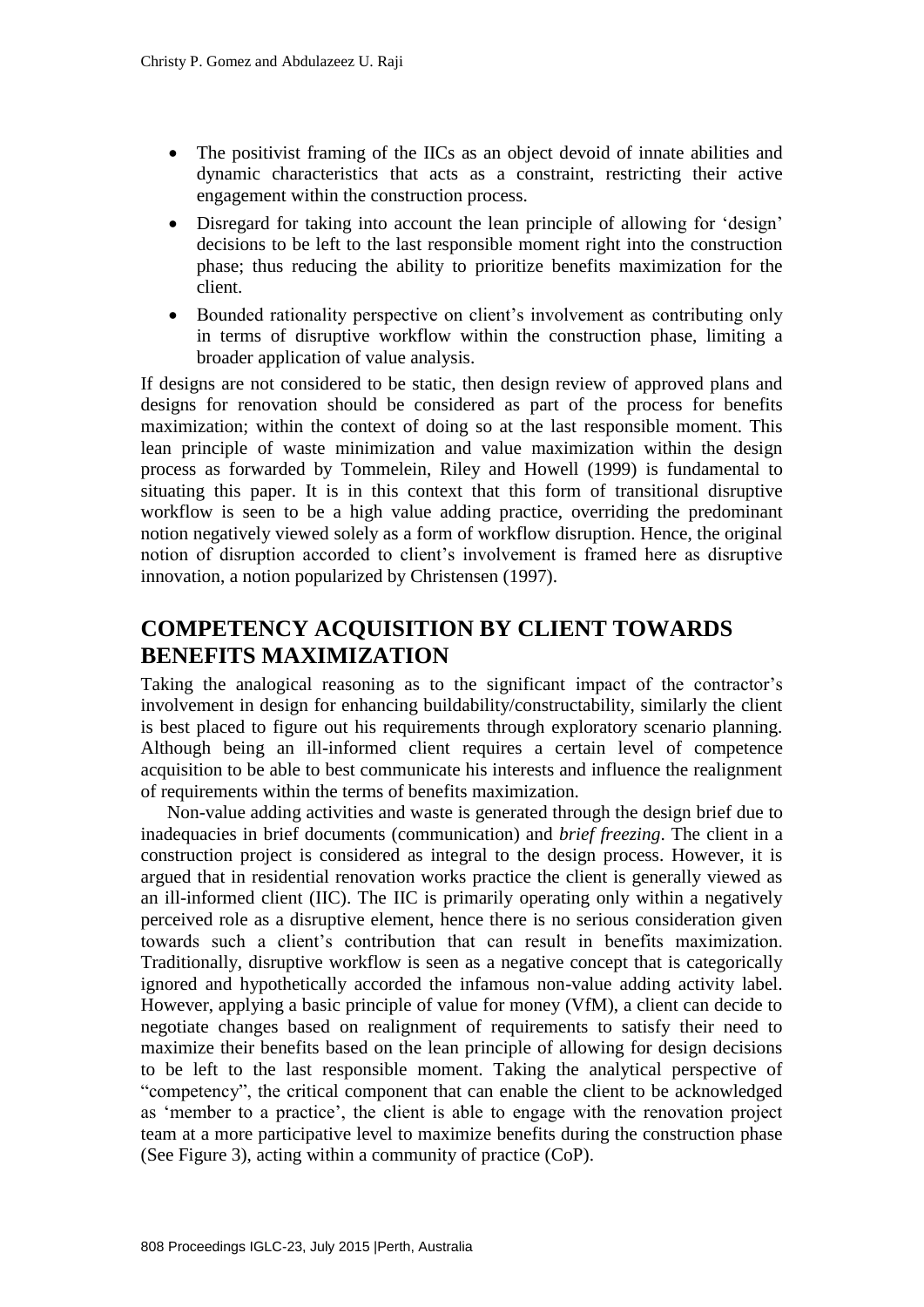- The positivist framing of the IICs as an object devoid of innate abilities and dynamic characteristics that acts as a constraint, restricting their active engagement within the construction process.
- Disregard for taking into account the lean principle of allowing for 'design' decisions to be left to the last responsible moment right into the construction phase; thus reducing the ability to prioritize benefits maximization for the client.
- Bounded rationality perspective on client's involvement as contributing only in terms of disruptive workflow within the construction phase, limiting a broader application of value analysis.

If designs are not considered to be static, then design review of approved plans and designs for renovation should be considered as part of the process for benefits maximization; within the context of doing so at the last responsible moment. This lean principle of waste minimization and value maximization within the design process as forwarded by Tommelein, Riley and Howell (1999) is fundamental to situating this paper. It is in this context that this form of transitional disruptive workflow is seen to be a high value adding practice, overriding the predominant notion negatively viewed solely as a form of workflow disruption. Hence, the original notion of disruption accorded to client's involvement is framed here as disruptive innovation, a notion popularized by Christensen (1997).

## COMPETENCY ACQUISITION BY CLIENT TOWARDS BENEFITS MAXIMIZATION

Taking the analogical reasoning as to the significant impact of the contractor's involvement in design for enhancing buildability/constructability, similarly the client is best placed to figure out his requirements through exploratory scenario planning. Although being an ill-informed client requires a certain level of competence acquisition to be able to best communicate his interests and influence the realignment of requirements within the terms of benefits maximization.

Non-value adding activities and waste is generated through the design brief due to inadequacies in brief documents (communication) and *brief freezing*. The client in a construction project is considered as integral to the design process. However, it is argued that in residential renovation works practice the client is generally viewed as an ill-informed client (IIC). The IIC is primarily operating only within a negatively perceived role as a disruptive element, hence there is no serious consideration given towards such a client's contribution that can result in benefits maximization. Traditionally, disruptive workflow is seen as a negative concept that is categorically ignored and hypothetically accorded the infamous non-value adding activity label. However, applying a basic principle of value for money (VfM), a client can decide to negotiate changes based on realignment of requirements to satisfy their need to maximize their benefits based on the lean principle of allowing for design decisions to be left to the last responsible moment. Taking the analytical perspective of "competency", the critical component that can enable the client to be acknowledged as 'member to a practice', the client is able to engage with the renovation project team at a more participative level to maximize benefits during the construction phase (See Figure 3), acting within a community of practice (CoP).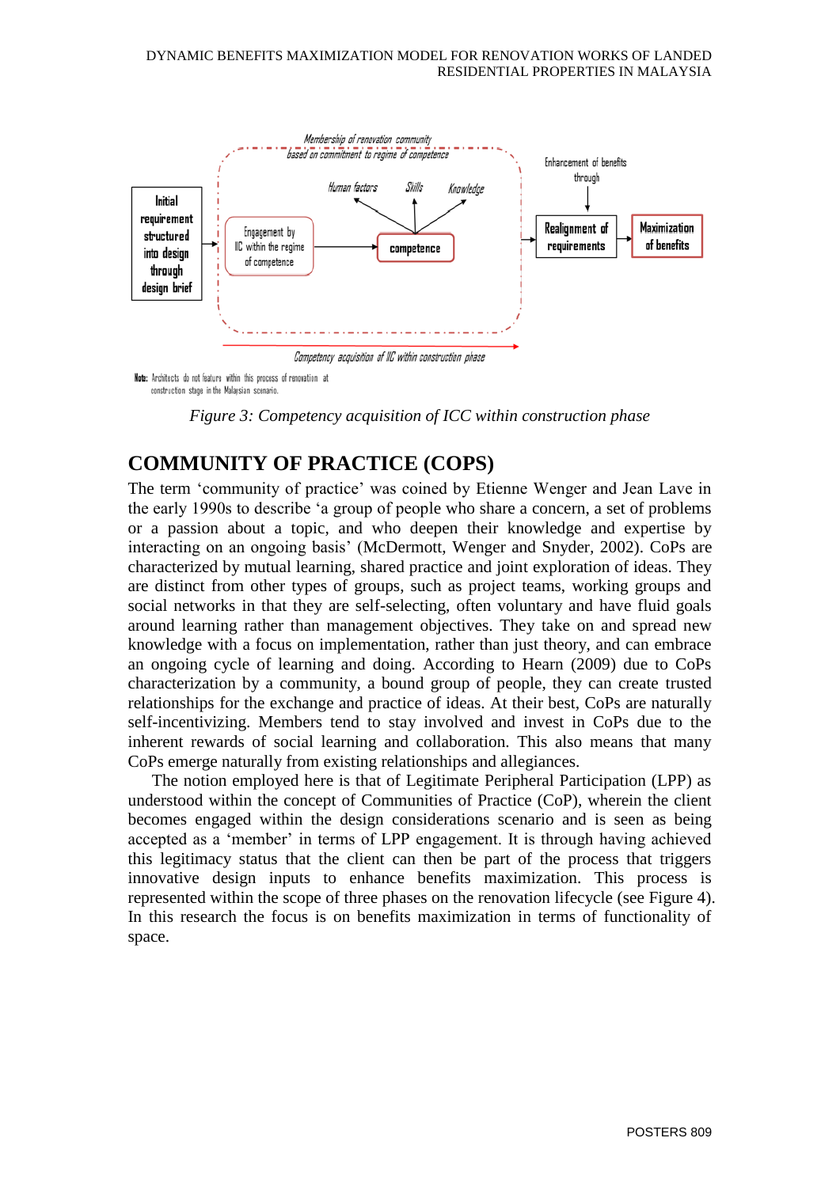Figure 3: Competency acquisition of ICC within construction phase

## COMMUNITY OF PRACTICE (COPS)

The term 'community of practice' was coined by Etienne Wenger and Jean Lave in the early 1990s to describe 'a group of people who share a concern, a set of problems or a passion about a topic, and who deepen their knowledge and expertise by interacting on an ongoing basis' (McDermott, Wenger and Snyder, 2002). CoPs are characterized by mutual learning, shared practice and joint exploration of ideas. They are distinct from other types of groups, such as project teams, working groups and social networks in that they are self-selecting, often voluntary and have fluid goals around learning rather than management objectives. They take on and spread new knowledge with a focus on implementation, rather than just theory, and can embrace an ongoing cycle of learning and doing. According to Hearn (2009) due to CoPs characterization by a community, a bound group of people, they can create trusted relationships for the exchange and practice of ideas. At their best, CoPs are naturally self-incentivizing. Members tend to stay involved and invest in CoPs due to the inherent rewards of social learning and collaboration. This also means that many CoPs emerge naturally from existing relationships and allegiances.

The notion employed here is that of Legitimate Peripheral Participation (LPP) as understood within the concept of Communities of Practice (CoP), wherein the client becomes engaged within the design considerations scenario and is seen as being accepted as a 'member' in terms of LPP engagement. It is through having achieved this legitimacy status that the client can then be part of the process that triggers innovative design inputs to enhance benefits maximization. This process is represented within the scope of three phases on the renovation lifecycle (see Figure 4). In this research the focus is on benefits maximization in terms of functionality of space.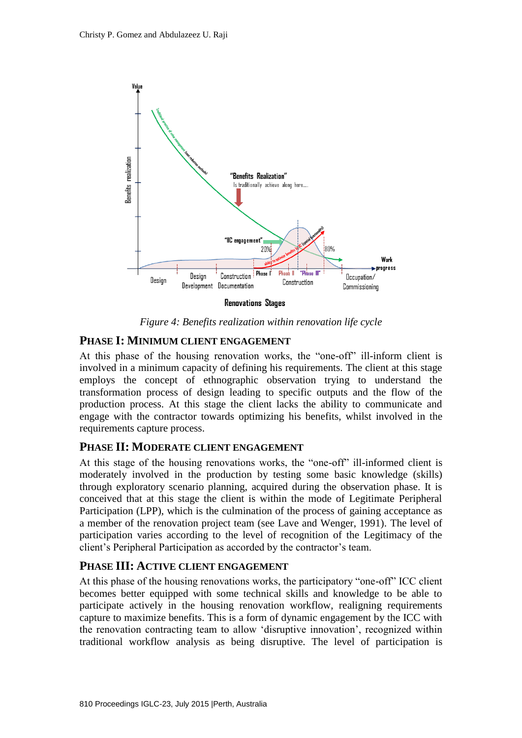Figure 4: Benefits realization within renovation life cycle

## PHASE I: MINIMUM CLIENT ENGAGEMENT

At this phase of the housing renovation works, the "one-off" ill-inform client is involved in a minimum capacity of defining his requirements. The client at this stage employs the concept of ethnographic observation trying to understand the transformation process of design leading to specific outputs and the flow of the production process. At this stage the client lacks the ability to communicate and engage with the contractor towards optimizing his benefits, whilst involved in the requirements capture process.

## PHASE II: MODERATE CLIENT ENGAGEMENT

At this stage of the housing renovations works, the "one-off" ill-informed client is moderately involved in the production by testing some basic knowledge (skills) through exploratory scenario planning, acquired during the observation phase. It is conceived that at this stage the client is within the mode of Legitimate Peripheral Participation (LPP), which is the culmination of the process of gaining acceptance as a member of the renovation project team (see Lave and Wenger, 1991). The level of participation varies according to the level of recognition of the Legitimacy of the client's Peripheral Participation as accorded by the contractor's team.

## PHASE III: ACTIVE CLIENT ENGAGEMENT

At this phase of the housing renovations works, the participatory "one-off" ICC client becomes better equipped with some technical skills and knowledge to be able to participate actively in the housing renovation workflow, realigning requirements capture to maximize benefits. This is a form of dynamic engagement by the ICC with the renovation contracting team to allow 'disruptive innovation', recognized within traditional workflow analysis as being disruptive. The level of participation is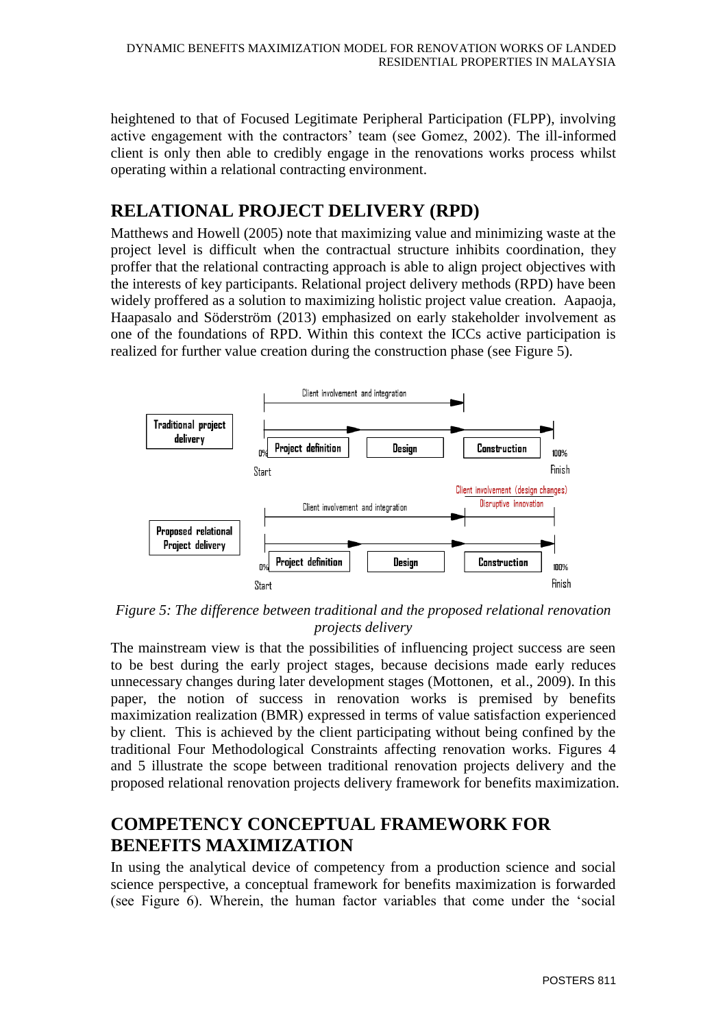heightened to that of Focused Legitimate Peripheral Participation (FLPP), involving active engagement with the contractors' team (see Gomez, 2002). The ill-informed client is only then able to credibly engage in the renovations works process whilst operating within a relational contracting environment.

## RELATIONAL PROJECT DELIVERY (RPD)

Matthews and Howell (2005) note that maximizing value and minimizing waste at the project level is difficult when the contractual structure inhibits coordination, they proffer that the relational contracting approach is able to align project objectives with the interests of key participants. Relational project delivery methods (RPD) have been widely proffered as a solution to maximizing holistic project value creation. Aapaoja, Haapasalo and Söderström (2013) emphasized on early stakeholder involvement as one of the foundations of RPD. Within this context the ICCs active participation is realized for further value creation during the construction phase (see Figure 5).

Traditional project delivery: Client involvement and integration — 0% Start — Project definition → Design → Construction — 100% Finish

Proposed relational Project delivery: Client involvement and integration; Client involvement (design changes) Disruptive Innovation — 0% Start — Project definition → Design → Construction — 100% Finish

*Figure 5: The difference between traditional and the proposed relational renovation projects delivery*

The mainstream view is that the possibilities of influencing project success are seen to be best during the early project stages, because decisions made early reduces unnecessary changes during later development stages (Mottonen, et al., 2009). In this paper, the notion of success in renovation works is premised by benefits maximization realization (BMR) expressed in terms of value satisfaction experienced by client. This is achieved by the client participating without being confined by the traditional Four Methodological Constraints affecting renovation works. Figures 4 and 5 illustrate the scope between traditional renovation projects delivery and the proposed relational renovation projects delivery framework for benefits maximization.

## COMPETENCY CONCEPTUAL FRAMEWORK FOR BENEFITS MAXIMIZATION

In using the analytical device of competency from a production science and social science perspective, a conceptual framework for benefits maximization is forwarded (see Figure 6). Wherein, the human factor variables that come under the 'social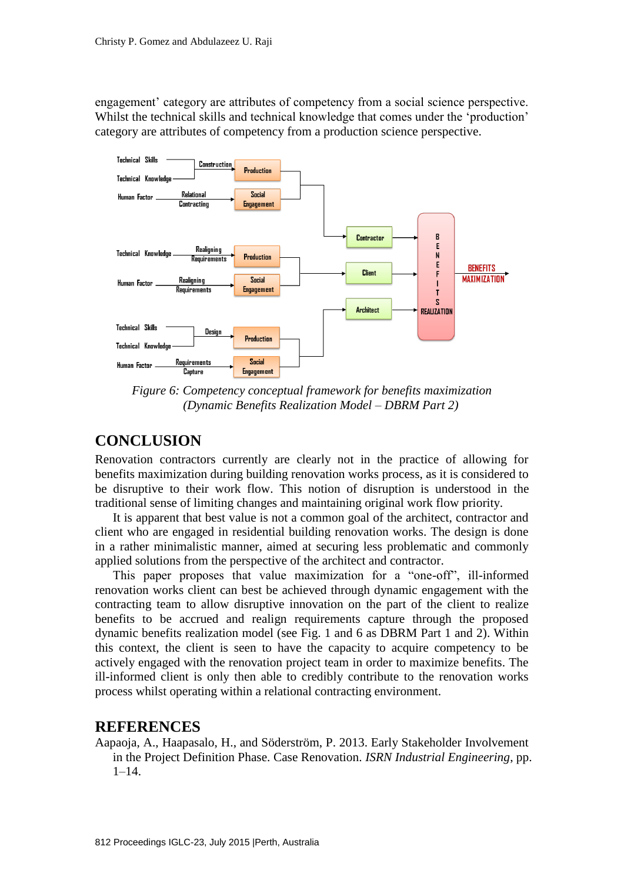engagement' category are attributes of competency from a social science perspective. Whilst the technical skills and technical knowledge that comes under the 'production' category are attributes of competency from a production science perspective.

*Figure 6: Competency conceptual framework for benefits maximization (Dynamic Benefits Realization Model – DBRM Part 2)*

## CONCLUSION

Renovation contractors currently are clearly not in the practice of allowing for benefits maximization during building renovation works process, as it is considered to be disruptive to their work flow. This notion of disruption is understood in the traditional sense of limiting changes and maintaining original work flow priority.

It is apparent that best value is not a common goal of the architect, contractor and client who are engaged in residential building renovation works. The design is done in a rather minimalistic manner, aimed at securing less problematic and commonly applied solutions from the perspective of the architect and contractor.

This paper proposes that value maximization for a "one-off", ill-informed renovation works client can best be achieved through dynamic engagement with the contracting team to allow disruptive innovation on the part of the client to realize benefits to be accrued and realign requirements capture through the proposed dynamic benefits realization model (see Fig. 1 and 6 as DBRM Part 1 and 2). Within this context, the client is seen to have the capacity to acquire competency to be actively engaged with the renovation project team in order to maximize benefits. The ill-informed client is only then able to credibly contribute to the renovation works process whilst operating within a relational contracting environment.

## REFERENCES

Aapaoja, A., Haapasalo, H., and Söderström, P. 2013. Early Stakeholder Involvement in the Project Definition Phase. Case Renovation. *ISRN Industrial Engineering*, pp. 1–14.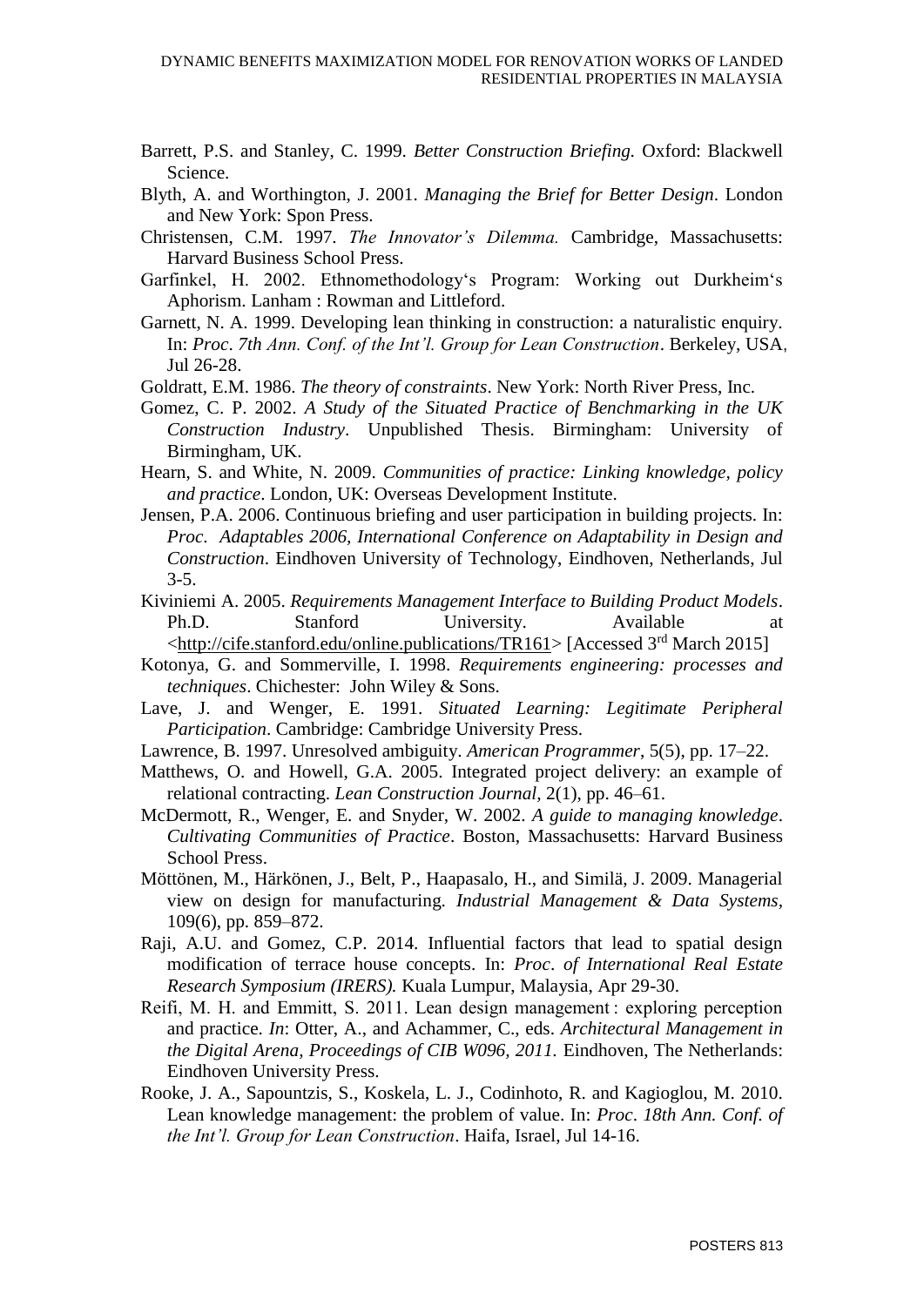Barrett, P.S. and Stanley, C. 1999. *Better Construction Briefing.* Oxford: Blackwell Science.

Blyth, A. and Worthington, J. 2001. *Managing the Brief for Better Design*. London and New York: Spon Press.

Christensen, C.M. 1997. *The Innovator's Dilemma.* Cambridge, Massachusetts: Harvard Business School Press.

Garfinkel, H. 2002. Ethnomethodology's Program: Working out Durkheim's Aphorism. Lanham : Rowman and Littleford.

Garnett, N. A. 1999. Developing lean thinking in construction: a naturalistic enquiry. In: *Proc. 7th Ann. Conf. of the Int'l. Group for Lean Construction*. Berkeley, USA, Jul 26-28.

Goldratt, E.M. 1986. *The theory of constraints*. New York: North River Press, Inc.

Gomez, C. P. 2002. *A Study of the Situated Practice of Benchmarking in the UK Construction Industry*. Unpublished Thesis. Birmingham: University of Birmingham, UK.

Hearn, S. and White, N. 2009. *Communities of practice: Linking knowledge, policy and practice*. London, UK: Overseas Development Institute.

Jensen, P.A. 2006. Continuous briefing and user participation in building projects. In: *Proc. Adaptables 2006, International Conference on Adaptability in Design and Construction*. Eindhoven University of Technology, Eindhoven, Netherlands, Jul 3-5.

Kiviniemi A. 2005. *Requirements Management Interface to Building Product Models*. Ph.D. Stanford University. Available at <http://cife.stanford.edu/online.publications/TR161> [Accessed 3rd March 2015]

Kotonya, G. and Sommerville, I. 1998. *Requirements engineering: processes and techniques*. Chichester: John Wiley & Sons.

Lave, J. and Wenger, E. 1991. *Situated Learning: Legitimate Peripheral Participation*. Cambridge: Cambridge University Press.

Lawrence, B. 1997. Unresolved ambiguity. *American Programmer*, 5(5), pp. 17–22.

Matthews, O. and Howell, G.A. 2005. Integrated project delivery: an example of relational contracting. *Lean Construction Journal*, 2(1), pp. 46–61.

McDermott, R., Wenger, E. and Snyder, W. 2002. *A guide to managing knowledge*. *Cultivating Communities of Practice*. Boston, Massachusetts: Harvard Business School Press.

Möttönen, M., Härkönen, J., Belt, P., Haapasalo, H., and Similä, J. 2009. Managerial view on design for manufacturing. *Industrial Management & Data Systems*, 109(6), pp. 859–872.

Raji, A.U. and Gomez, C.P. 2014. Influential factors that lead to spatial design modification of terrace house concepts. In: *Proc. of International Real Estate Research Symposium (IRERS).* Kuala Lumpur, Malaysia, Apr 29-30.

Reifi, M. H. and Emmitt, S. 2011. Lean design management : exploring perception and practice. *In*: Otter, A., and Achammer, C., eds. *Architectural Management in the Digital Arena, Proceedings of CIB W096, 2011.* Eindhoven, The Netherlands: Eindhoven University Press.

Rooke, J. A., Sapountzis, S., Koskela, L. J., Codinhoto, R. and Kagioglou, M. 2010. Lean knowledge management: the problem of value. In: *Proc. 18th Ann. Conf. of the Int'l. Group for Lean Construction*. Haifa, Israel, Jul 14-16.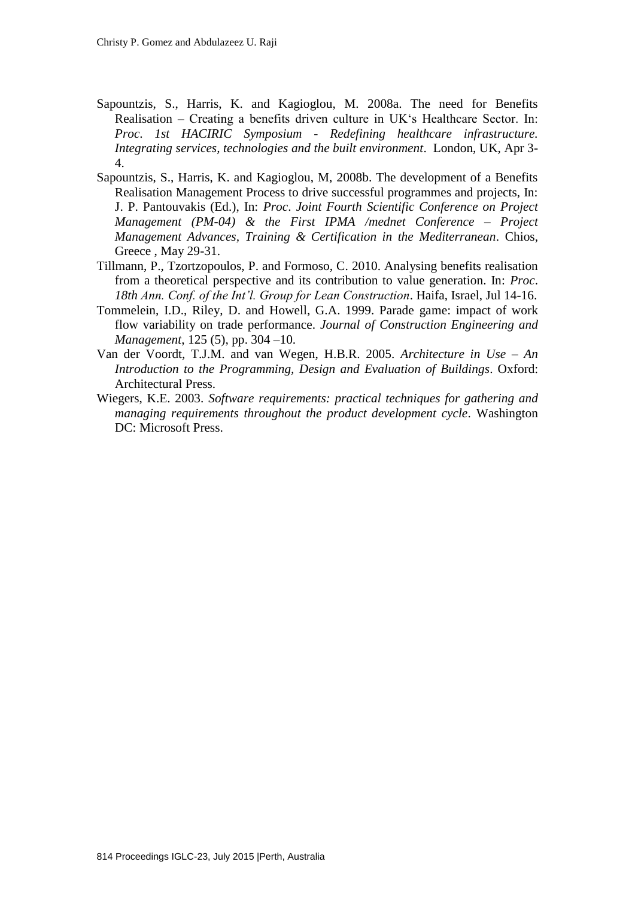Sapountzis, S., Harris, K. and Kagioglou, M. 2008a. The need for Benefits Realisation – Creating a benefits driven culture in UK's Healthcare Sector. In: *Proc. 1st HACIRIC Symposium - Redefining healthcare infrastructure. Integrating services, technologies and the built environment*. London, UK, Apr 3-4.

Sapountzis, S., Harris, K. and Kagioglou, M, 2008b. The development of a Benefits Realisation Management Process to drive successful programmes and projects, In: J. P. Pantouvakis (Ed.), In: *Proc. Joint Fourth Scientific Conference on Project Management (PM-04) & the First IPMA /mednet Conference – Project Management Advances, Training & Certification in the Mediterranean*. Chios, Greece , May 29-31.

Tillmann, P., Tzortzopoulos, P. and Formoso, C. 2010. Analysing benefits realisation from a theoretical perspective and its contribution to value generation. In: *Proc. 18th Ann. Conf. of the Int'l. Group for Lean Construction*. Haifa, Israel, Jul 14-16.

Tommelein, I.D., Riley, D. and Howell, G.A. 1999. Parade game: impact of work flow variability on trade performance. *Journal of Construction Engineering and Management*, 125 (5), pp. 304 –10.

Van der Voordt, T.J.M. and van Wegen, H.B.R. 2005. *Architecture in Use – An Introduction to the Programming, Design and Evaluation of Buildings*. Oxford: Architectural Press.

Wiegers, K.E. 2003. *Software requirements: practical techniques for gathering and managing requirements throughout the product development cycle*. Washington DC: Microsoft Press.